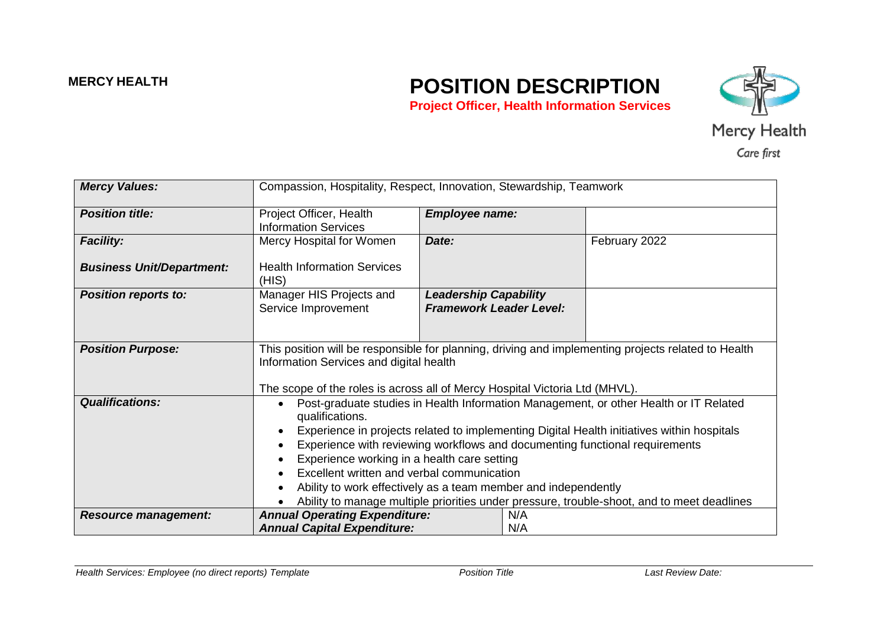**MERCY HEALTH**

# POSITION DESCRIPTION

**Project Officer, Health Information Services**

Mercy Health

Care first

| | | | |
|---|---|---|---|
| ***Mercy Values:*** | Compassion, Hospitality, Respect, Innovation, Stewardship, Teamwork | | |
| ***Position title:*** | Project Officer, Health Information Services | ***Employee name:*** | |
| ***Facility:*** <br> ***Business Unit/Department:*** | Mercy Hospital for Women <br> Health Information Services (HIS) | ***Date:*** | February 2022 |
| ***Position reports to:*** | Manager HIS Projects and Service Improvement | ***Leadership Capability Framework Leader Level:*** | |
| ***Position Purpose:*** | This position will be responsible for planning, driving and implementing projects related to Health Information Services and digital health <br><br> The scope of the roles is across all of Mercy Hospital Victoria Ltd (MHVL). | | |
| ***Qualifications:*** | • Post-graduate studies in Health Information Management, or other Health or IT Related qualifications. <br> • Experience in projects related to implementing Digital Health initiatives within hospitals <br> • Experience with reviewing workflows and documenting functional requirements <br> • Experience working in a health care setting <br> • Excellent written and verbal communication <br> • Ability to work effectively as a team member and independently <br> • Ability to manage multiple priorities under pressure, trouble-shoot, and to meet deadlines | | |
| ***Resource management:*** | ***Annual Operating Expenditure:*** <br> ***Annual Capital Expenditure:*** | N/A <br> N/A | |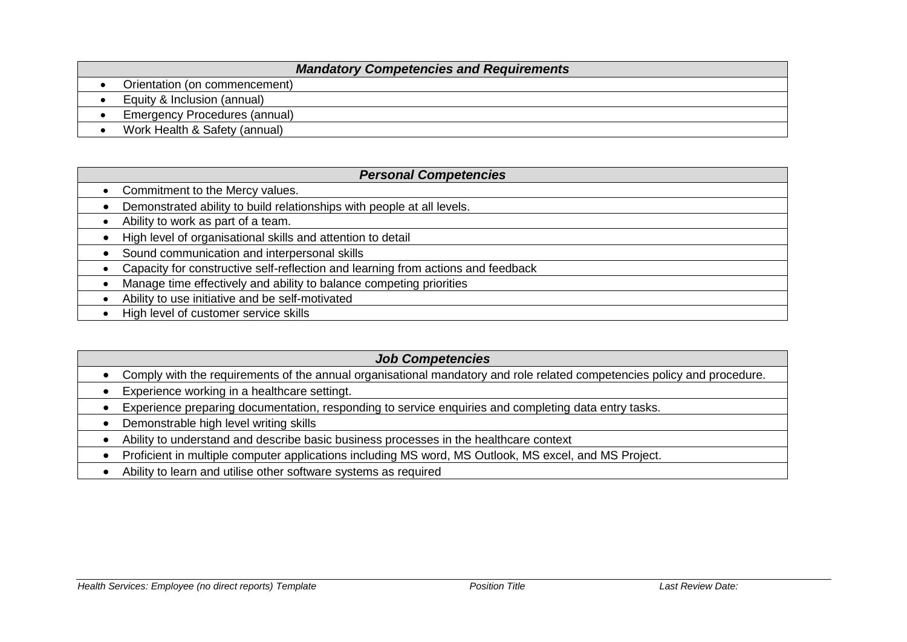| ***Mandatory Competencies and Requirements*** |
| --- |
| • Orientation (on commencement) |
| • Equity & Inclusion (annual) |
| • Emergency Procedures (annual) |
| • Work Health & Safety (annual) |

| ***Personal Competencies*** |
| --- |
| • Commitment to the Mercy values. |
| • Demonstrated ability to build relationships with people at all levels. |
| • Ability to work as part of a team. |
| • High level of organisational skills and attention to detail |
| • Sound communication and interpersonal skills |
| • Capacity for constructive self-reflection and learning from actions and feedback |
| • Manage time effectively and ability to balance competing priorities |
| • Ability to use initiative and be self-motivated |
| • High level of customer service skills |

| ***Job Competencies*** |
| --- |
| • Comply with the requirements of the annual organisational mandatory and role related competencies policy and procedure. |
| • Experience working in a healthcare settingt. |
| • Experience preparing documentation, responding to service enquiries and completing data entry tasks. |
| • Demonstrable high level writing skills |
| • Ability to understand and describe basic business processes in the healthcare context |
| • Proficient in multiple computer applications including MS word, MS Outlook, MS excel, and MS Project. |
| • Ability to learn and utilise other software systems as required |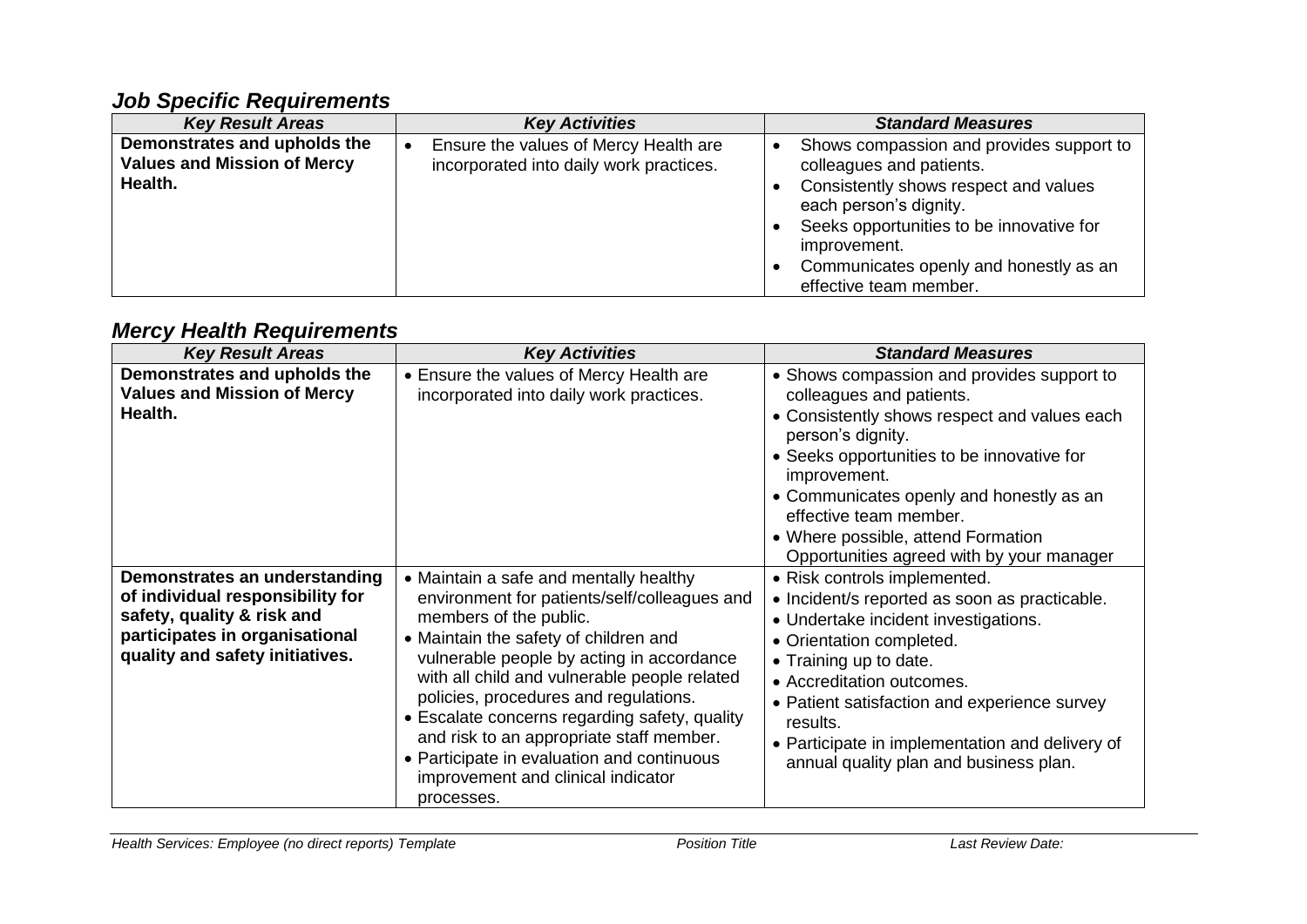## *Job Specific Requirements*

| *Key Result Areas* | *Key Activities* | *Standard Measures* |
|---|---|---|
| **Demonstrates and upholds the Values and Mission of Mercy Health.** | • Ensure the values of Mercy Health are incorporated into daily work practices. | • Shows compassion and provides support to colleagues and patients.<br>• Consistently shows respect and values each person's dignity.<br>• Seeks opportunities to be innovative for improvement.<br>• Communicates openly and honestly as an effective team member. |

## *Mercy Health Requirements*

| *Key Result Areas* | *Key Activities* | *Standard Measures* |
|---|---|---|
| **Demonstrates and upholds the Values and Mission of Mercy Health.** | • Ensure the values of Mercy Health are incorporated into daily work practices. | • Shows compassion and provides support to colleagues and patients.<br>• Consistently shows respect and values each person's dignity.<br>• Seeks opportunities to be innovative for improvement.<br>• Communicates openly and honestly as an effective team member.<br>• Where possible, attend Formation Opportunities agreed with by your manager |
| **Demonstrates an understanding of individual responsibility for safety, quality & risk and participates in organisational quality and safety initiatives.** | • Maintain a safe and mentally healthy environment for patients/self/colleagues and members of the public.<br>• Maintain the safety of children and vulnerable people by acting in accordance with all child and vulnerable people related policies, procedures and regulations.<br>• Escalate concerns regarding safety, quality and risk to an appropriate staff member.<br>• Participate in evaluation and continuous improvement and clinical indicator processes. | • Risk controls implemented.<br>• Incident/s reported as soon as practicable.<br>• Undertake incident investigations.<br>• Orientation completed.<br>• Training up to date.<br>• Accreditation outcomes.<br>• Patient satisfaction and experience survey results.<br>• Participate in implementation and delivery of annual quality plan and business plan. |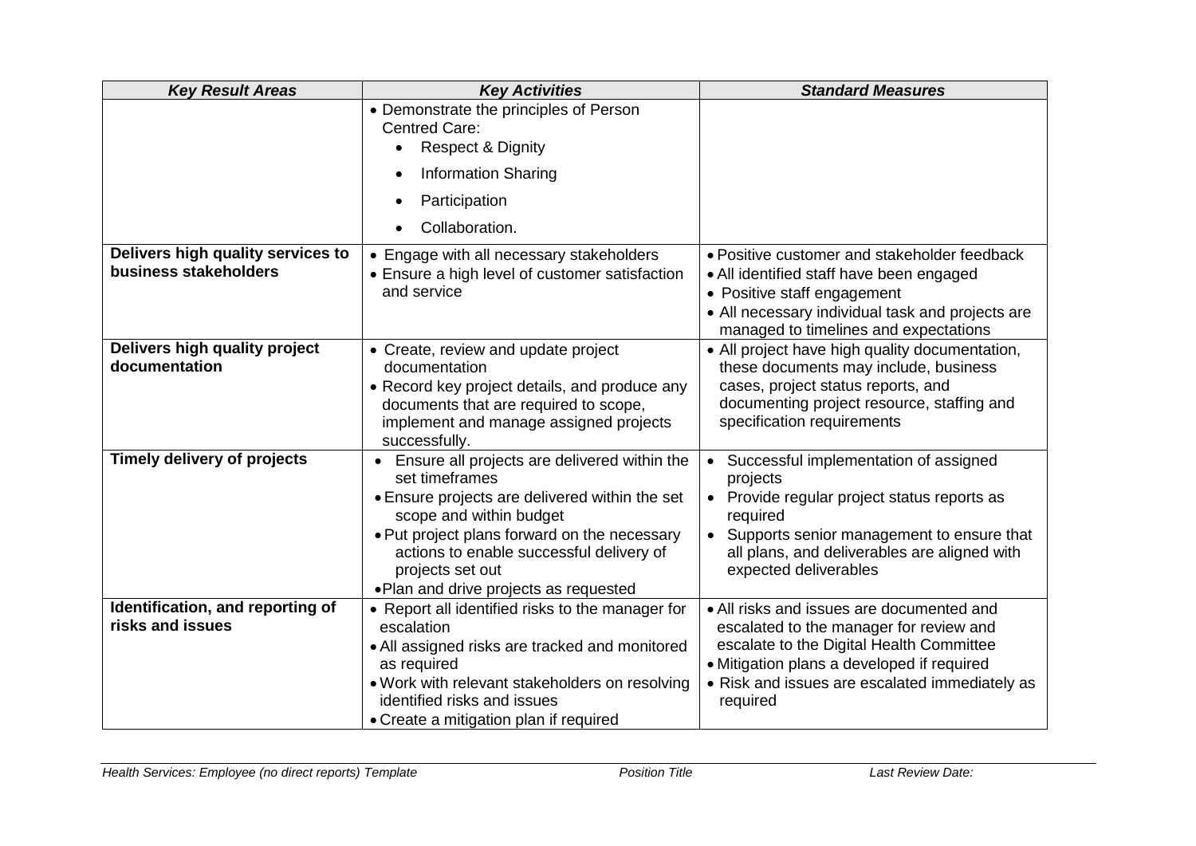| *Key Result Areas* | *Key Activities* | *Standard Measures* |
|---|---|---|
| | • Demonstrate the principles of Person Centred Care:<br>• Respect & Dignity<br>• Information Sharing<br>• Participation<br>• Collaboration. | |
| **Delivers high quality services to business stakeholders** | • Engage with all necessary stakeholders<br>• Ensure a high level of customer satisfaction and service | • Positive customer and stakeholder feedback<br>• All identified staff have been engaged<br>• Positive staff engagement<br>• All necessary individual task and projects are managed to timelines and expectations |
| **Delivers high quality project documentation** | • Create, review and update project documentation<br>• Record key project details, and produce any documents that are required to scope, implement and manage assigned projects successfully. | • All project have high quality documentation, these documents may include, business cases, project status reports, and documenting project resource, staffing and specification requirements |
| **Timely delivery of projects** | • Ensure all projects are delivered within the set timeframes<br>• Ensure projects are delivered within the set scope and within budget<br>• Put project plans forward on the necessary actions to enable successful delivery of projects set out<br>• Plan and drive projects as requested | • Successful implementation of assigned projects<br>• Provide regular project status reports as required<br>• Supports senior management to ensure that all plans, and deliverables are aligned with expected deliverables |
| **Identification, and reporting of risks and issues** | • Report all identified risks to the manager for escalation<br>• All assigned risks are tracked and monitored as required<br>• Work with relevant stakeholders on resolving identified risks and issues<br>• Create a mitigation plan if required | • All risks and issues are documented and escalated to the manager for review and escalate to the Digital Health Committee<br>• Mitigation plans a developed if required<br>• Risk and issues are escalated immediately as required |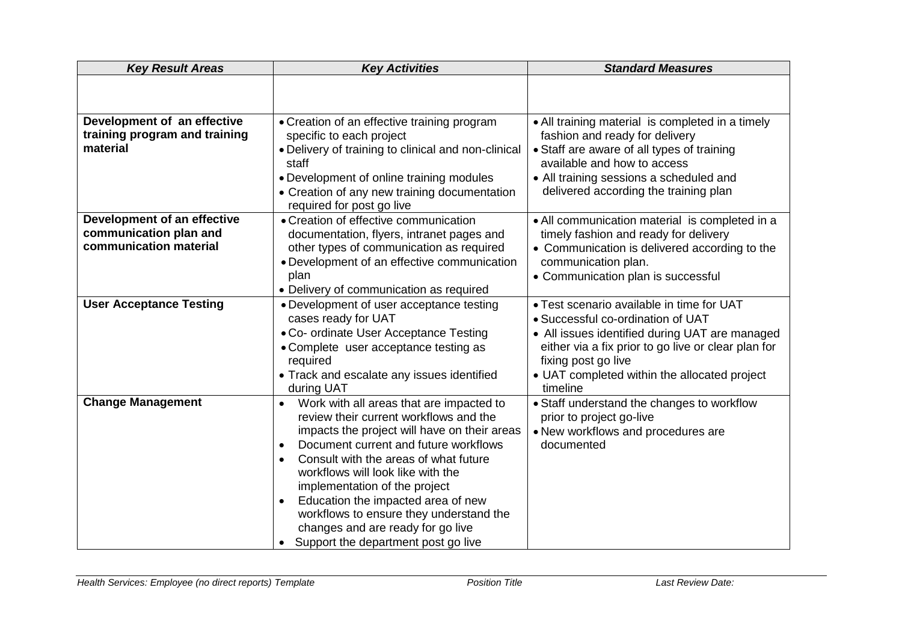| *Key Result Areas* | *Key Activities* | *Standard Measures* |
|---|---|---|
| | | |
| **Development of an effective training program and training material** | • Creation of an effective training program specific to each project<br>• Delivery of training to clinical and non-clinical staff<br>• Development of online training modules<br>• Creation of any new training documentation required for post go live | • All training material is completed in a timely fashion and ready for delivery<br>• Staff are aware of all types of training available and how to access<br>• All training sessions a scheduled and delivered according the training plan |
| **Development of an effective communication plan and communication material** | • Creation of effective communication documentation, flyers, intranet pages and other types of communication as required<br>• Development of an effective communication plan<br>• Delivery of communication as required | • All communication material is completed in a timely fashion and ready for delivery<br>• Communication is delivered according to the communication plan.<br>• Communication plan is successful |
| **User Acceptance Testing** | • Development of user acceptance testing cases ready for UAT<br>• Co- ordinate User Acceptance Testing<br>• Complete user acceptance testing as required<br>• Track and escalate any issues identified during UAT | • Test scenario available in time for UAT<br>• Successful co-ordination of UAT<br>• All issues identified during UAT are managed either via a fix prior to go live or clear plan for fixing post go live<br>• UAT completed within the allocated project timeline |
| **Change Management** | • Work with all areas that are impacted to review their current workflows and the impacts the project will have on their areas<br>• Document current and future workflows<br>• Consult with the areas of what future workflows will look like with the implementation of the project<br>• Education the impacted area of new workflows to ensure they understand the changes and are ready for go live<br>• Support the department post go live | • Staff understand the changes to workflow prior to project go-live<br>• New workflows and procedures are documented |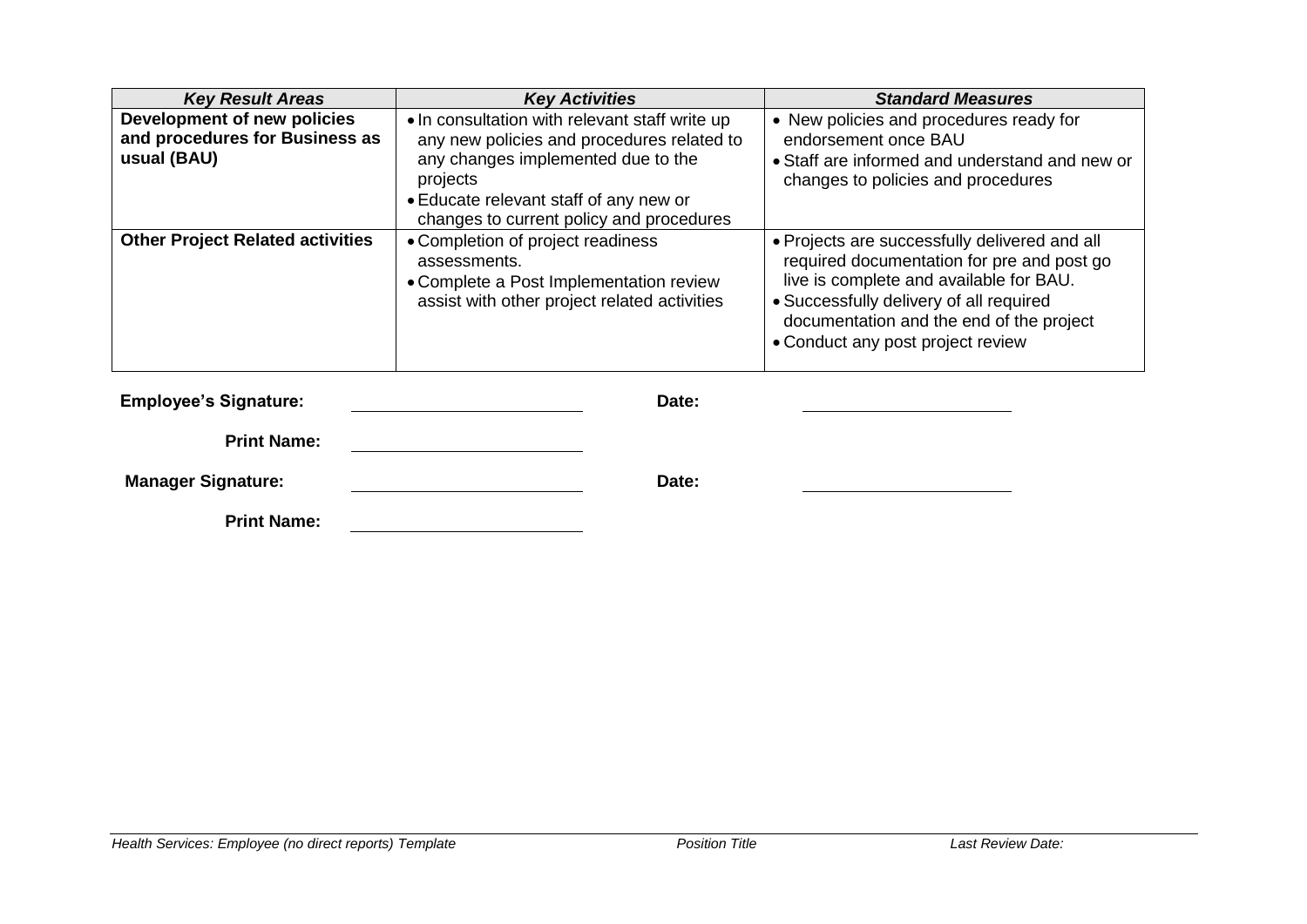| ***Key Result Areas*** | ***Key Activities*** | ***Standard Measures*** |
|---|---|---|
| **Development of new policies and procedures for Business as usual (BAU)** | • In consultation with relevant staff write up any new policies and procedures related to any changes implemented due to the projects<br>• Educate relevant staff of any new or changes to current policy and procedures | • New policies and procedures ready for endorsement once BAU<br>• Staff are informed and understand and new or changes to policies and procedures |
| **Other Project Related activities** | • Completion of project readiness assessments.<br>• Complete a Post Implementation review assist with other project related activities | • Projects are successfully delivered and all required documentation for pre and post go live is complete and available for BAU.<br>• Successfully delivery of all required documentation and the end of the project<br>• Conduct any post project review |

**Employee's Signature:** ______________________ **Date:** ______________________

**Print Name:** ______________________

**Manager Signature:** ______________________ **Date:** ______________________

**Print Name:** ______________________